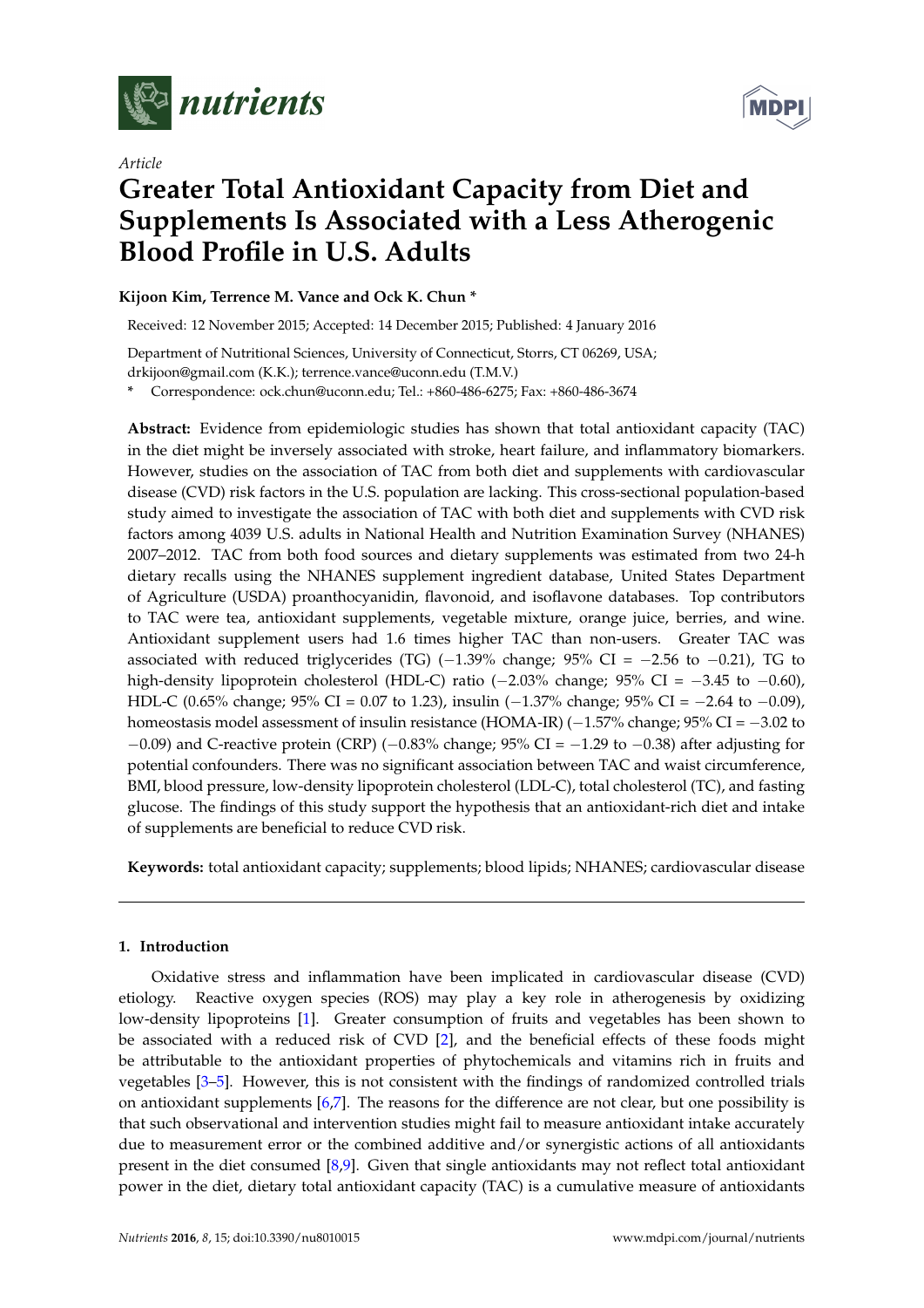*Article*

# Greater Total Antioxidant Capacity from Diet and Supplements Is Associated with a Less Atherogenic Blood Profile in U.S. Adults

**Kijoon Kim, Terrence M. Vance and Ock K. Chun ***

Received: 12 November 2015; Accepted: 14 December 2015; Published: 4 January 2016

Department of Nutritional Sciences, University of Connecticut, Storrs, CT 06269, USA; drkijoon@gmail.com (K.K.); terrence.vance@uconn.edu (T.M.V.)

* Correspondence: ock.chun@uconn.edu; Tel.: +860-486-6275; Fax: +860-486-3674

**Abstract:** Evidence from epidemiologic studies has shown that total antioxidant capacity (TAC) in the diet might be inversely associated with stroke, heart failure, and inflammatory biomarkers. However, studies on the association of TAC from both diet and supplements with cardiovascular disease (CVD) risk factors in the U.S. population are lacking. This cross-sectional population-based study aimed to investigate the association of TAC with both diet and supplements with CVD risk factors among 4039 U.S. adults in National Health and Nutrition Examination Survey (NHANES) 2007–2012. TAC from both food sources and dietary supplements was estimated from two 24-h dietary recalls using the NHANES supplement ingredient database, United States Department of Agriculture (USDA) proanthocyanidin, flavonoid, and isoflavone databases. Top contributors to TAC were tea, antioxidant supplements, vegetable mixture, orange juice, berries, and wine. Antioxidant supplement users had 1.6 times higher TAC than non-users. Greater TAC was associated with reduced triglycerides (TG) (−1.39% change; 95% CI = −2.56 to −0.21), TG to high-density lipoprotein cholesterol (HDL-C) ratio (−2.03% change; 95% CI = −3.45 to −0.60), HDL-C (0.65% change; 95% CI = 0.07 to 1.23), insulin (−1.37% change; 95% CI = −2.64 to −0.09), homeostasis model assessment of insulin resistance (HOMA-IR) (−1.57% change; 95% CI = −3.02 to −0.09) and C-reactive protein (CRP) (−0.83% change; 95% CI = −1.29 to −0.38) after adjusting for potential confounders. There was no significant association between TAC and waist circumference, BMI, blood pressure, low-density lipoprotein cholesterol (LDL-C), total cholesterol (TC), and fasting glucose. The findings of this study support the hypothesis that an antioxidant-rich diet and intake of supplements are beneficial to reduce CVD risk.

**Keywords:** total antioxidant capacity; supplements; blood lipids; NHANES; cardiovascular disease

## 1. Introduction

Oxidative stress and inflammation have been implicated in cardiovascular disease (CVD) etiology. Reactive oxygen species (ROS) may play a key role in atherogenesis by oxidizing low-density lipoproteins [1]. Greater consumption of fruits and vegetables has been shown to be associated with a reduced risk of CVD [2], and the beneficial effects of these foods might be attributable to the antioxidant properties of phytochemicals and vitamins rich in fruits and vegetables [3–5]. However, this is not consistent with the findings of randomized controlled trials on antioxidant supplements [6,7]. The reasons for the difference are not clear, but one possibility is that such observational and intervention studies might fail to measure antioxidant intake accurately due to measurement error or the combined additive and/or synergistic actions of all antioxidants present in the diet consumed [8,9]. Given that single antioxidants may not reflect total antioxidant power in the diet, dietary total antioxidant capacity (TAC) is a cumulative measure of antioxidants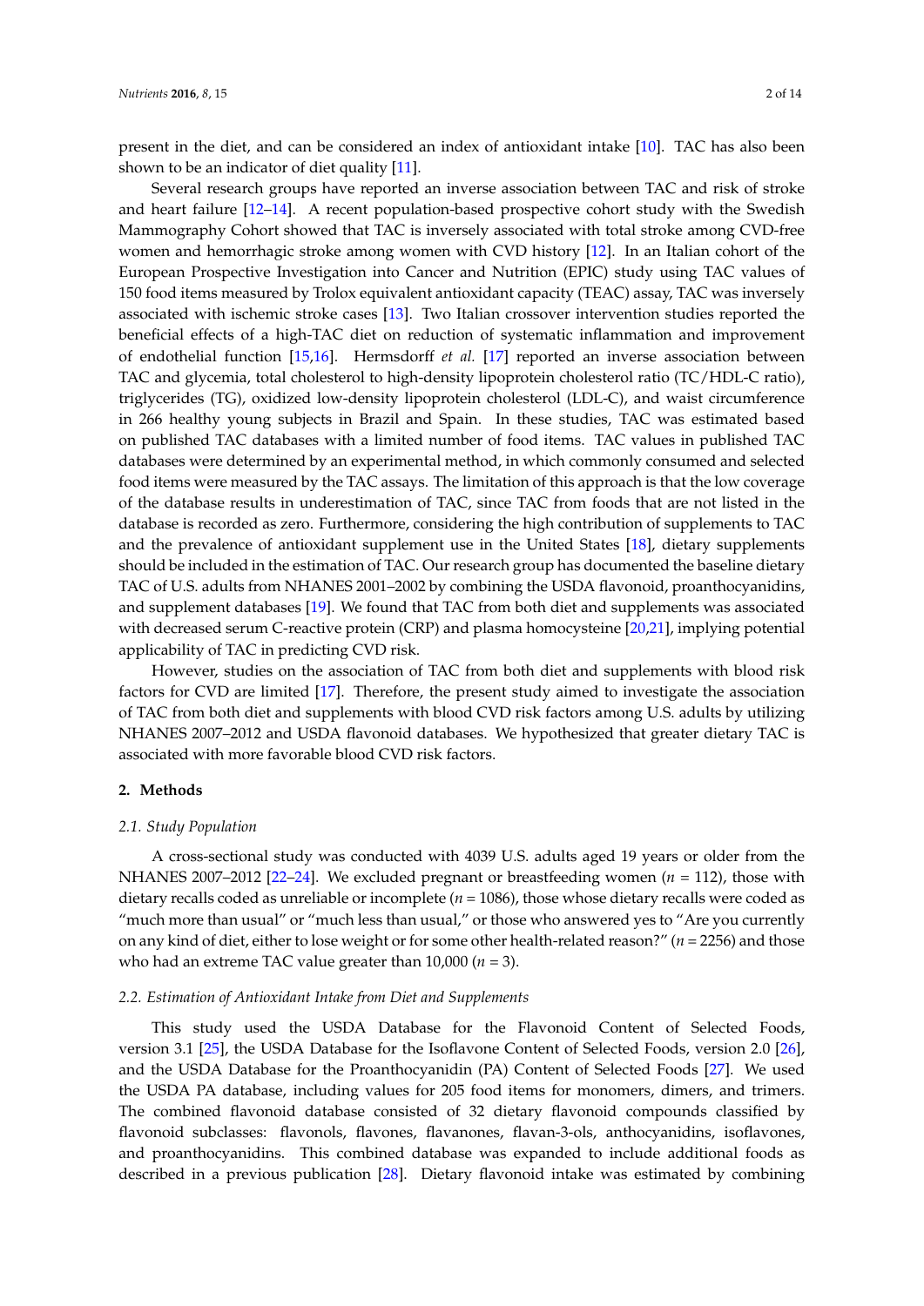present in the diet, and can be considered an index of antioxidant intake [10]. TAC has also been shown to be an indicator of diet quality [11].

Several research groups have reported an inverse association between TAC and risk of stroke and heart failure [12–14]. A recent population-based prospective cohort study with the Swedish Mammography Cohort showed that TAC is inversely associated with total stroke among CVD-free women and hemorrhagic stroke among women with CVD history [12]. In an Italian cohort of the European Prospective Investigation into Cancer and Nutrition (EPIC) study using TAC values of 150 food items measured by Trolox equivalent antioxidant capacity (TEAC) assay, TAC was inversely associated with ischemic stroke cases [13]. Two Italian crossover intervention studies reported the beneficial effects of a high-TAC diet on reduction of systematic inflammation and improvement of endothelial function [15,16]. Hermsdorff *et al.* [17] reported an inverse association between TAC and glycemia, total cholesterol to high-density lipoprotein cholesterol ratio (TC/HDL-C ratio), triglycerides (TG), oxidized low-density lipoprotein cholesterol (LDL-C), and waist circumference in 266 healthy young subjects in Brazil and Spain. In these studies, TAC was estimated based on published TAC databases with a limited number of food items. TAC values in published TAC databases were determined by an experimental method, in which commonly consumed and selected food items were measured by the TAC assays. The limitation of this approach is that the low coverage of the database results in underestimation of TAC, since TAC from foods that are not listed in the database is recorded as zero. Furthermore, considering the high contribution of supplements to TAC and the prevalence of antioxidant supplement use in the United States [18], dietary supplements should be included in the estimation of TAC. Our research group has documented the baseline dietary TAC of U.S. adults from NHANES 2001–2002 by combining the USDA flavonoid, proanthocyanidins, and supplement databases [19]. We found that TAC from both diet and supplements was associated with decreased serum C-reactive protein (CRP) and plasma homocysteine [20,21], implying potential applicability of TAC in predicting CVD risk.

However, studies on the association of TAC from both diet and supplements with blood risk factors for CVD are limited [17]. Therefore, the present study aimed to investigate the association of TAC from both diet and supplements with blood CVD risk factors among U.S. adults by utilizing NHANES 2007–2012 and USDA flavonoid databases. We hypothesized that greater dietary TAC is associated with more favorable blood CVD risk factors.

## 2. Methods

### 2.1. Study Population

A cross-sectional study was conducted with 4039 U.S. adults aged 19 years or older from the NHANES 2007–2012 [22–24]. We excluded pregnant or breastfeeding women ($n$ = 112), those with dietary recalls coded as unreliable or incomplete ($n$ = 1086), those whose dietary recalls were coded as "much more than usual" or "much less than usual," or those who answered yes to "Are you currently on any kind of diet, either to lose weight or for some other health-related reason?" ($n$ = 2256) and those who had an extreme TAC value greater than 10,000 ($n$ = 3).

### 2.2. Estimation of Antioxidant Intake from Diet and Supplements

This study used the USDA Database for the Flavonoid Content of Selected Foods, version 3.1 [25], the USDA Database for the Isoflavone Content of Selected Foods, version 2.0 [26], and the USDA Database for the Proanthocyanidin (PA) Content of Selected Foods [27]. We used the USDA PA database, including values for 205 food items for monomers, dimers, and trimers. The combined flavonoid database consisted of 32 dietary flavonoid compounds classified by flavonoid subclasses: flavonols, flavones, flavanones, flavan-3-ols, anthocyanidins, isoflavones, and proanthocyanidins. This combined database was expanded to include additional foods as described in a previous publication [28]. Dietary flavonoid intake was estimated by combining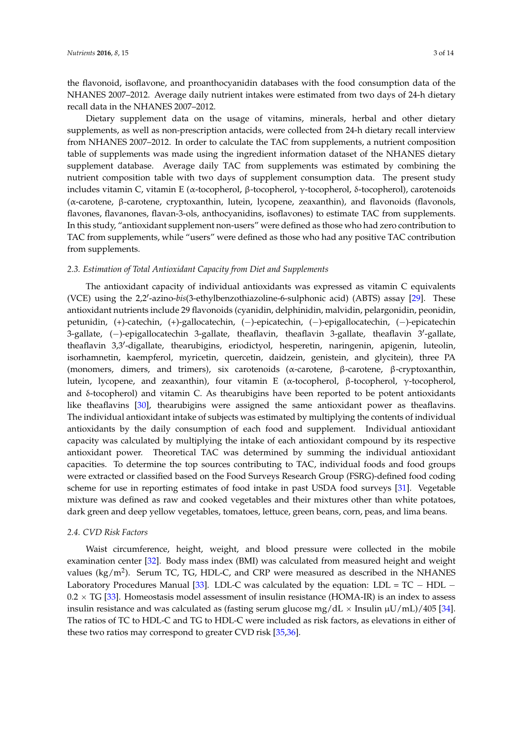the flavonoid, isoflavone, and proanthocyanidin databases with the food consumption data of the NHANES 2007–2012. Average daily nutrient intakes were estimated from two days of 24-h dietary recall data in the NHANES 2007–2012.

Dietary supplement data on the usage of vitamins, minerals, herbal and other dietary supplements, as well as non-prescription antacids, were collected from 24-h dietary recall interview from NHANES 2007–2012. In order to calculate the TAC from supplements, a nutrient composition table of supplements was made using the ingredient information dataset of the NHANES dietary supplement database. Average daily TAC from supplements was estimated by combining the nutrient composition table with two days of supplement consumption data. The present study includes vitamin C, vitamin E (α-tocopherol, β-tocopherol, γ-tocopherol, δ-tocopherol), carotenoids (α-carotene, β-carotene, cryptoxanthin, lutein, lycopene, zeaxanthin), and flavonoids (flavonols, flavones, flavanones, flavan-3-ols, anthocyanidins, isoflavones) to estimate TAC from supplements. In this study, "antioxidant supplement non-users" were defined as those who had zero contribution to TAC from supplements, while "users" were defined as those who had any positive TAC contribution from supplements.

### 2.3. Estimation of Total Antioxidant Capacity from Diet and Supplements

The antioxidant capacity of individual antioxidants was expressed as vitamin C equivalents (VCE) using the 2,2′-azino-*bis*(3-ethylbenzothiazoline-6-sulphonic acid) (ABTS) assay [29]. These antioxidant nutrients include 29 flavonoids (cyanidin, delphinidin, malvidin, pelargonidin, peonidin, petunidin, (+)-catechin, (+)-gallocatechin, (−)-epicatechin, (−)-epigallocatechin, (−)-epicatechin 3-gallate, (−)-epigallocatechin 3-gallate, theaflavin, theaflavin 3-gallate, theaflavin 3′-gallate, theaflavin 3,3′-digallate, thearubigins, eriodictyol, hesperetin, naringenin, apigenin, luteolin, isorhamnetin, kaempferol, myricetin, quercetin, daidzein, genistein, and glycitein), three PA (monomers, dimers, and trimers), six carotenoids (α-carotene, β-carotene, β-cryptoxanthin, lutein, lycopene, and zeaxanthin), four vitamin E (α-tocopherol, β-tocopherol, γ-tocopherol, and δ-tocopherol) and vitamin C. As thearubigins have been reported to be potent antioxidants like theaflavins [30], thearubigins were assigned the same antioxidant power as theaflavins. The individual antioxidant intake of subjects was estimated by multiplying the contents of individual antioxidants by the daily consumption of each food and supplement. Individual antioxidant capacity was calculated by multiplying the intake of each antioxidant compound by its respective antioxidant power. Theoretical TAC was determined by summing the individual antioxidant capacities. To determine the top sources contributing to TAC, individual foods and food groups were extracted or classified based on the Food Surveys Research Group (FSRG)-defined food coding scheme for use in reporting estimates of food intake in past USDA food surveys [31]. Vegetable mixture was defined as raw and cooked vegetables and their mixtures other than white potatoes, dark green and deep yellow vegetables, tomatoes, lettuce, green beans, corn, peas, and lima beans.

### 2.4. CVD Risk Factors

Waist circumference, height, weight, and blood pressure were collected in the mobile examination center [32]. Body mass index (BMI) was calculated from measured height and weight values ($kg/m^2$). Serum TC, TG, HDL-C, and CRP were measured as described in the NHANES Laboratory Procedures Manual [33]. LDL-C was calculated by the equation: $LDL = TC - HDL - 0.2 \times TG$ [33]. Homeostasis model assessment of insulin resistance (HOMA-IR) is an index to assess insulin resistance and was calculated as (fasting serum glucose $mg/dL \times$ Insulin $\mu U/mL$)/405 [34]. The ratios of TC to HDL-C and TG to HDL-C were included as risk factors, as elevations in either of these two ratios may correspond to greater CVD risk [35,36].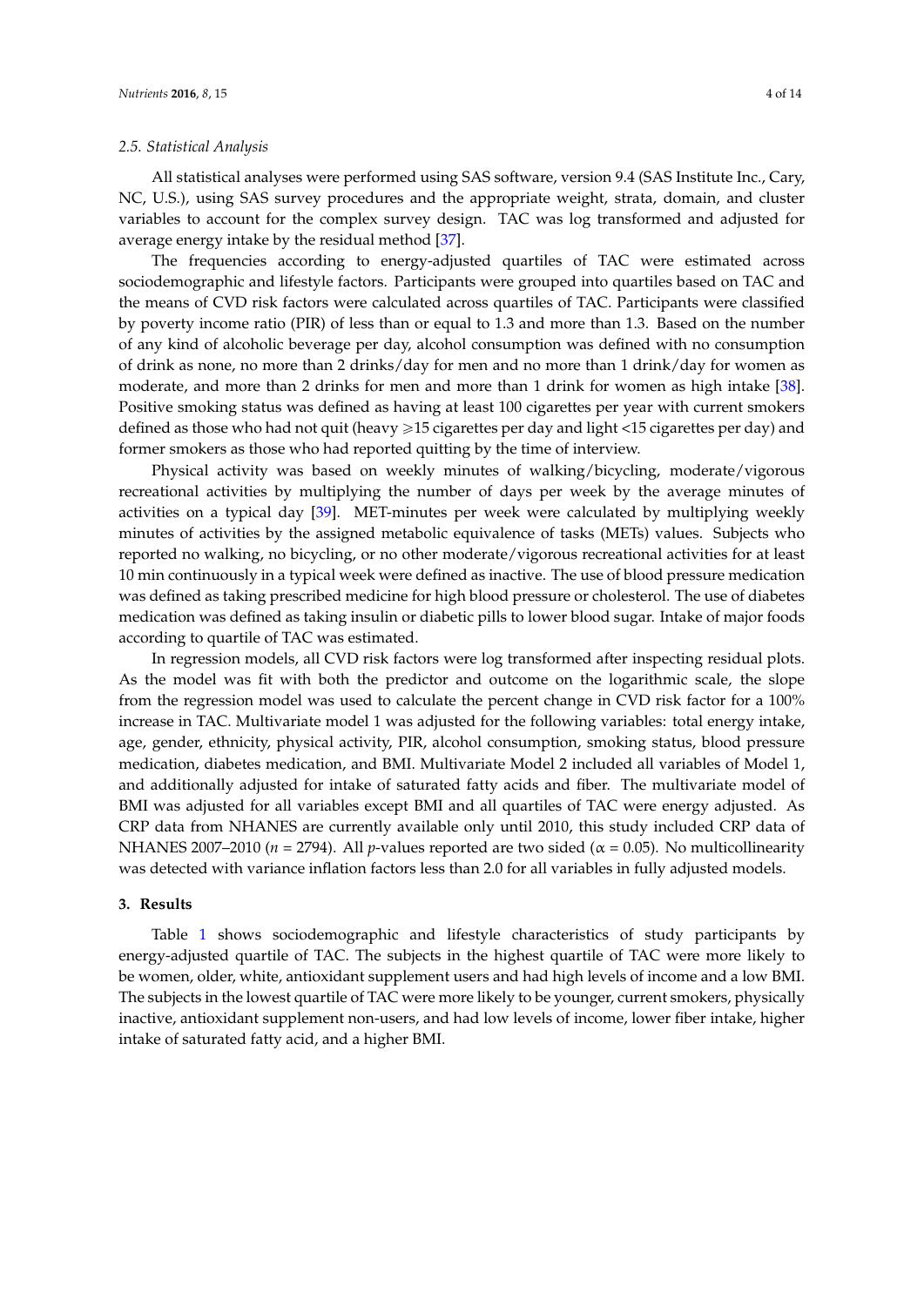### 2.5. Statistical Analysis

All statistical analyses were performed using SAS software, version 9.4 (SAS Institute Inc., Cary, NC, U.S.), using SAS survey procedures and the appropriate weight, strata, domain, and cluster variables to account for the complex survey design. TAC was log transformed and adjusted for average energy intake by the residual method [37].

The frequencies according to energy-adjusted quartiles of TAC were estimated across sociodemographic and lifestyle factors. Participants were grouped into quartiles based on TAC and the means of CVD risk factors were calculated across quartiles of TAC. Participants were classified by poverty income ratio (PIR) of less than or equal to 1.3 and more than 1.3. Based on the number of any kind of alcoholic beverage per day, alcohol consumption was defined with no consumption of drink as none, no more than 2 drinks/day for men and no more than 1 drink/day for women as moderate, and more than 2 drinks for men and more than 1 drink for women as high intake [38]. Positive smoking status was defined as having at least 100 cigarettes per year with current smokers defined as those who had not quit (heavy $\geqslant$15 cigarettes per day and light <15 cigarettes per day) and former smokers as those who had reported quitting by the time of interview.

Physical activity was based on weekly minutes of walking/bicycling, moderate/vigorous recreational activities by multiplying the number of days per week by the average minutes of activities on a typical day [39]. MET-minutes per week were calculated by multiplying weekly minutes of activities by the assigned metabolic equivalence of tasks (METs) values. Subjects who reported no walking, no bicycling, or no other moderate/vigorous recreational activities for at least 10 min continuously in a typical week were defined as inactive. The use of blood pressure medication was defined as taking prescribed medicine for high blood pressure or cholesterol. The use of diabetes medication was defined as taking insulin or diabetic pills to lower blood sugar. Intake of major foods according to quartile of TAC was estimated.

In regression models, all CVD risk factors were log transformed after inspecting residual plots. As the model was fit with both the predictor and outcome on the logarithmic scale, the slope from the regression model was used to calculate the percent change in CVD risk factor for a 100% increase in TAC. Multivariate model 1 was adjusted for the following variables: total energy intake, age, gender, ethnicity, physical activity, PIR, alcohol consumption, smoking status, blood pressure medication, diabetes medication, and BMI. Multivariate Model 2 included all variables of Model 1, and additionally adjusted for intake of saturated fatty acids and fiber. The multivariate model of BMI was adjusted for all variables except BMI and all quartiles of TAC were energy adjusted. As CRP data from NHANES are currently available only until 2010, this study included CRP data of NHANES 2007–2010 ($n$ = 2794). All $p$-values reported are two sided ($\alpha$ = 0.05). No multicollinearity was detected with variance inflation factors less than 2.0 for all variables in fully adjusted models.

## 3. Results

Table 1 shows sociodemographic and lifestyle characteristics of study participants by energy-adjusted quartile of TAC. The subjects in the highest quartile of TAC were more likely to be women, older, white, antioxidant supplement users and had high levels of income and a low BMI. The subjects in the lowest quartile of TAC were more likely to be younger, current smokers, physically inactive, antioxidant supplement non-users, and had low levels of income, lower fiber intake, higher intake of saturated fatty acid, and a higher BMI.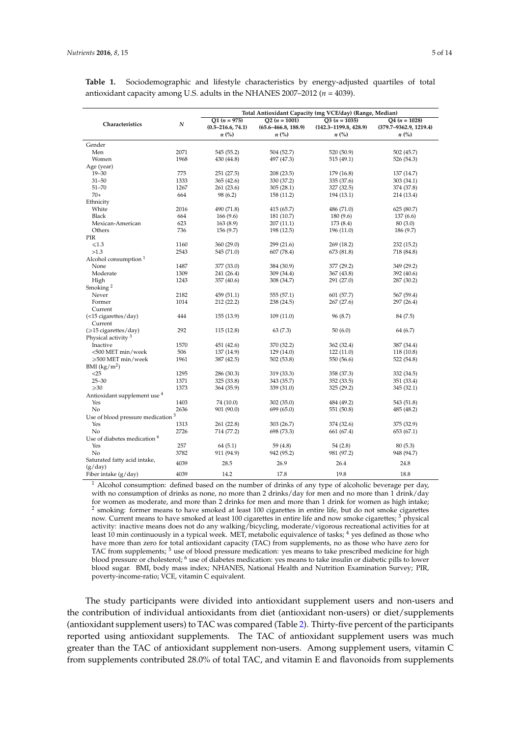**Table 1.** Sociodemographic and lifestyle characteristics by energy-adjusted quartiles of total antioxidant capacity among U.S. adults in the NHANES 2007–2012 (*n* = 4039).

| Characteristics | *N* | Total Antioxidant Capacity (mg VCE/day) (Range, Median) | | | |
|---|---|---|---|---|---|
| | | Q1 (*n* = 975) (0.5–216.6, 74.1) *n* (%) | Q2 (*n* = 1001) (65.6–466.8, 188.9) *n* (%) | Q3 (*n* = 1035) (142.3–1199.8, 428.9) *n* (%) | Q4 (*n* = 1028) (379.7–9362.9, 1219.4) *n* (%) |
| Gender | | | | | |
| Men | 2071 | 545 (55.2) | 504 (52.7) | 520 (50.9) | 502 (45.7) |
| Women | 1968 | 430 (44.8) | 497 (47.3) | 515 (49.1) | 526 (54.3) |
| Age (year) | | | | | |
| 19–30 | 775 | 251 (27.5) | 208 (23.5) | 179 (16.8) | 137 (14.7) |
| 31–50 | 1333 | 365 (42.6) | 330 (37.2) | 335 (37.6) | 303 (34.1) |
| 51–70 | 1267 | 261 (23.6) | 305 (28.1) | 327 (32.5) | 374 (37.8) |
| 70+ | 664 | 98 (6.2) | 158 (11.2) | 194 (13.1) | 214 (13.4) |
| Ethnicity | | | | | |
| White | 2016 | 490 (71.8) | 415 (65.7) | 486 (71.0) | 625 (80.7) |
| Black | 664 | 166 (9.6) | 181 (10.7) | 180 (9.6) | 137 (6.6) |
| Mexican-American | 623 | 163 (8.9) | 207 (11.1) | 173 (8.4) | 80 (3.0) |
| Others | 736 | 156 (9.7) | 198 (12.5) | 196 (11.0) | 186 (9.7) |
| PIR | | | | | |
| ⩽1.3 | 1160 | 360 (29.0) | 299 (21.6) | 269 (18.2) | 232 (15.2) |
| >1.3 | 2543 | 545 (71.0) | 607 (78.4) | 673 (81.8) | 718 (84.8) |
| Alcohol consumption [1] | | | | | |
| None | 1487 | 377 (33.0) | 384 (30.9) | 377 (29.2) | 349 (29.2) |
| Moderate | 1309 | 241 (26.4) | 309 (34.4) | 367 (43.8) | 392 (40.6) |
| High | 1243 | 357 (40.6) | 308 (34.7) | 291 (27.0) | 287 (30.2) |
| Smoking [2] | | | | | |
| Never | 2182 | 459 (51.1) | 555 (57.1) | 601 (57.7) | 567 (59.4) |
| Former | 1014 | 212 (22.2) | 238 (24.5) | 267 (27.6) | 297 (26.4) |
| Current (<15 cigarettes/day) | 444 | 155 (13.9) | 109 (11.0) | 96 (8.7) | 84 (7.5) |
| Current (⩾15 cigarettes/day) | 292 | 115 (12.8) | 63 (7.3) | 50 (6.0) | 64 (6.7) |
| Physical activity [3] | | | | | |
| Inactive | 1570 | 451 (42.6) | 370 (32.2) | 362 (32.4) | 387 (34.4) |
| <500 MET min/week | 506 | 137 (14.9) | 129 (14.0) | 122 (11.0) | 118 (10.8) |
| ⩾500 MET min/week | 1961 | 387 (42.5) | 502 (53.8) | 550 (56.6) | 522 (54.8) |
| BMI (kg/m$^2$) | | | | | |
| <25 | 1295 | 286 (30.3) | 319 (33.3) | 358 (37.3) | 332 (34.5) |
| 25–30 | 1371 | 325 (33.8) | 343 (35.7) | 352 (33.5) | 351 (33.4) |
| ⩾30 | 1373 | 364 (35.9) | 339 (31.0) | 325 (29.2) | 345 (32.1) |
| Antioxidant supplement use [4] | | | | | |
| Yes | 1403 | 74 (10.0) | 302 (35.0) | 484 (49.2) | 543 (51.8) |
| No | 2636 | 901 (90.0) | 699 (65.0) | 551 (50.8) | 485 (48.2) |
| Use of blood pressure medication [5] | | | | | |
| Yes | 1313 | 261 (22.8) | 303 (26.7) | 374 (32.6) | 375 (32.9) |
| No | 2726 | 714 (77.2) | 698 (73.3) | 661 (67.4) | 653 (67.1) |
| Use of diabetes medication [6] | | | | | |
| Yes | 257 | 64 (5.1) | 59 (4.8) | 54 (2.8) | 80 (5.3) |
| No | 3782 | 911 (94.9) | 942 (95.2) | 981 (97.2) | 948 (94.7) |
| Saturated fatty acid intake, (g/day) | 4039 | 28.5 | 26.9 | 26.4 | 24.8 |
| Fiber intake (g/day) | 4039 | 14.2 | 17.8 | 19.8 | 18.8 |

[1] Alcohol consumption: defined based on the number of drinks of any type of alcoholic beverage per day, with no consumption of drinks as none, no more than 2 drinks/day for men and no more than 1 drink/day for women as moderate, and more than 2 drinks for men and more than 1 drink for women as high intake; [2] smoking: former means to have smoked at least 100 cigarettes in entire life, but do not smoke cigarettes now. Current means to have smoked at least 100 cigarettes in entire life and now smoke cigarettes; [3] physical activity: inactive means does not do any walking/bicycling, moderate/vigorous recreational activities for at least 10 min continuously in a typical week. MET, metabolic equivalence of tasks; [4] yes defined as those who have more than zero for total antioxidant capacity (TAC) from supplements, no as those who have zero for TAC from supplements; [5] use of blood pressure medication: yes means to take prescribed medicine for high blood pressure or cholesterol; [6] use of diabetes medication: yes means to take insulin or diabetic pills to lower blood sugar. BMI, body mass index; NHANES, National Health and Nutrition Examination Survey; PIR, poverty-income-ratio; VCE, vitamin C equivalent.

The study participants were divided into antioxidant supplement users and non-users and the contribution of individual antioxidants from diet (antioxidant non-users) or diet/supplements (antioxidant supplement users) to TAC was compared (Table 2). Thirty-five percent of the participants reported using antioxidant supplements. The TAC of antioxidant supplement users was much greater than the TAC of antioxidant supplement non-users. Among supplement users, vitamin C from supplements contributed 28.0% of total TAC, and vitamin E and flavonoids from supplements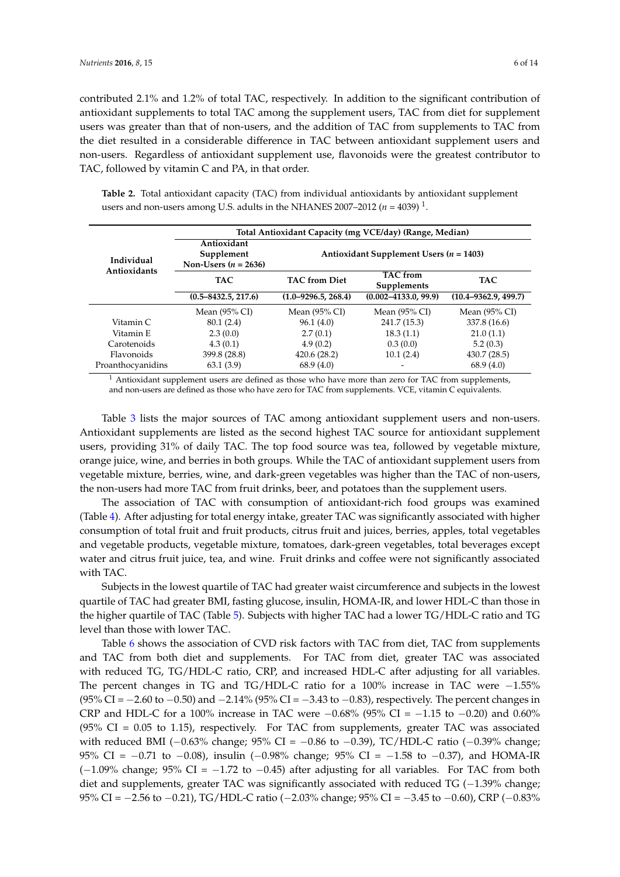contributed 2.1% and 1.2% of total TAC, respectively. In addition to the significant contribution of antioxidant supplements to total TAC among the supplement users, TAC from diet for supplement users was greater than that of non-users, and the addition of TAC from supplements to TAC from the diet resulted in a considerable difference in TAC between antioxidant supplement users and non-users. Regardless of antioxidant supplement use, flavonoids were the greatest contributor to TAC, followed by vitamin C and PA, in that order.

**Table 2.** Total antioxidant capacity (TAC) from individual antioxidants by antioxidant supplement users and non-users among U.S. adults in the NHANES 2007–2012 ($n$ = 4039) [1].

| Individual Antioxidants | Total Antioxidant Capacity (mg VCE/day) (Range, Median) | | | |
|---|---|---|---|---|
| | Antioxidant Supplement Non-Users ($n$ = 2636) | Antioxidant Supplement Users ($n$ = 1403) | | |
| | TAC | TAC from Diet | TAC from Supplements | TAC |
| | (0.5–8432.5, 217.6) | (1.0–9296.5, 268.4) | (0.002–4133.0, 99.9) | (10.4–9362.9, 499.7) |
| | Mean (95% CI) | Mean (95% CI) | Mean (95% CI) | Mean (95% CI) |
| Vitamin C | 80.1 (2.4) | 96.1 (4.0) | 241.7 (15.3) | 337.8 (16.6) |
| Vitamin E | 2.3 (0.0) | 2.7 (0.1) | 18.3 (1.1) | 21.0 (1.1) |
| Carotenoids | 4.3 (0.1) | 4.9 (0.2) | 0.3 (0.0) | 5.2 (0.3) |
| Flavonoids | 399.8 (28.8) | 420.6 (28.2) | 10.1 (2.4) | 430.7 (28.5) |
| Proanthocyanidins | 63.1 (3.9) | 68.9 (4.0) | - | 68.9 (4.0) |

[1] Antioxidant supplement users are defined as those who have more than zero for TAC from supplements, and non-users are defined as those who have zero for TAC from supplements. VCE, vitamin C equivalents.

Table 3 lists the major sources of TAC among antioxidant supplement users and non-users. Antioxidant supplements are listed as the second highest TAC source for antioxidant supplement users, providing 31% of daily TAC. The top food source was tea, followed by vegetable mixture, orange juice, wine, and berries in both groups. While the TAC of antioxidant supplement users from vegetable mixture, berries, wine, and dark-green vegetables was higher than the TAC of non-users, the non-users had more TAC from fruit drinks, beer, and potatoes than the supplement users.

The association of TAC with consumption of antioxidant-rich food groups was examined (Table 4). After adjusting for total energy intake, greater TAC was significantly associated with higher consumption of total fruit and fruit products, citrus fruit and juices, berries, apples, total vegetables and vegetable products, vegetable mixture, tomatoes, dark-green vegetables, total beverages except water and citrus fruit juice, tea, and wine. Fruit drinks and coffee were not significantly associated with TAC.

Subjects in the lowest quartile of TAC had greater waist circumference and subjects in the lowest quartile of TAC had greater BMI, fasting glucose, insulin, HOMA-IR, and lower HDL-C than those in the higher quartile of TAC (Table 5). Subjects with higher TAC had a lower TG/HDL-C ratio and TG level than those with lower TAC.

Table 6 shows the association of CVD risk factors with TAC from diet, TAC from supplements and TAC from both diet and supplements. For TAC from diet, greater TAC was associated with reduced TG, TG/HDL-C ratio, CRP, and increased HDL-C after adjusting for all variables. The percent changes in TG and TG/HDL-C ratio for a 100% increase in TAC were −1.55% (95% CI = −2.60 to −0.50) and −2.14% (95% CI = −3.43 to −0.83), respectively. The percent changes in CRP and HDL-C for a 100% increase in TAC were −0.68% (95% CI = −1.15 to −0.20) and 0.60% (95% CI = 0.05 to 1.15), respectively. For TAC from supplements, greater TAC was associated with reduced BMI (−0.63% change; 95% CI = −0.86 to −0.39), TC/HDL-C ratio (−0.39% change; 95% CI = −0.71 to −0.08), insulin (−0.98% change; 95% CI = −1.58 to −0.37), and HOMA-IR (−1.09% change; 95% CI = −1.72 to −0.45) after adjusting for all variables. For TAC from both diet and supplements, greater TAC was significantly associated with reduced TG (−1.39% change; 95% CI = −2.56 to −0.21), TG/HDL-C ratio (−2.03% change; 95% CI = −3.45 to −0.60), CRP (−0.83%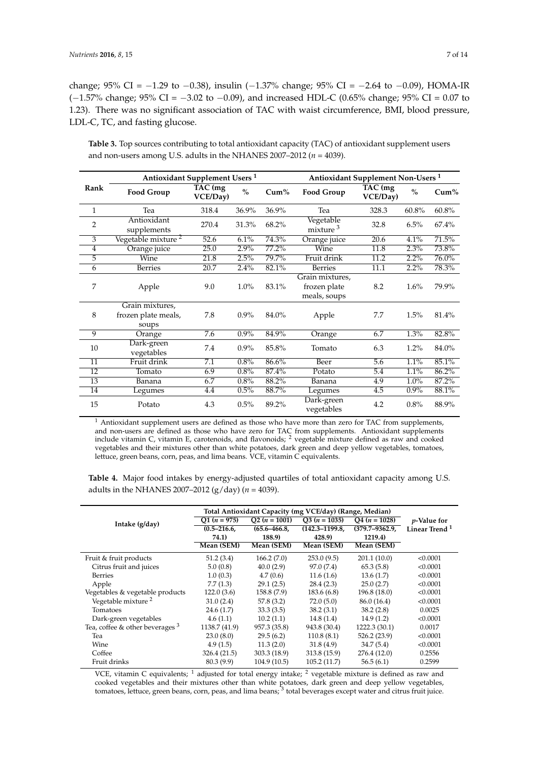change; 95% CI = −1.29 to −0.38), insulin (−1.37% change; 95% CI = −2.64 to −0.09), HOMA-IR (−1.57% change; 95% CI = −3.02 to −0.09), and increased HDL-C (0.65% change; 95% CI = 0.07 to 1.23). There was no significant association of TAC with waist circumference, BMI, blood pressure, LDL-C, TC, and fasting glucose.

**Table 3.** Top sources contributing to total antioxidant capacity (TAC) of antioxidant supplement users and non-users among U.S. adults in the NHANES 2007–2012 ($n$ = 4039).

| Rank | Antioxidant Supplement Users [1] | | | | Antioxidant Supplement Non-Users [1] | | | |
|---|---|---|---|---|---|---|---|---|
| | Food Group | TAC (mg VCE/Day) | % | Cum% | Food Group | TAC (mg VCE/Day) | % | Cum% |
| 1 | Tea | 318.4 | 36.9% | 36.9% | Tea | 328.3 | 60.8% | 60.8% |
| 2 | Antioxidant supplements | 270.4 | 31.3% | 68.2% | Vegetable mixture [3] | 32.8 | 6.5% | 67.4% |
| 3 | Vegetable mixture [2] | 52.6 | 6.1% | 74.3% | Orange juice | 20.6 | 4.1% | 71.5% |
| 4 | Orange juice | 25.0 | 2.9% | 77.2% | Wine | 11.8 | 2.3% | 73.8% |
| 5 | Wine | 21.8 | 2.5% | 79.7% | Fruit drink | 11.2 | 2.2% | 76.0% |
| 6 | Berries | 20.7 | 2.4% | 82.1% | Berries | 11.1 | 2.2% | 78.3% |
| 7 | Apple | 9.0 | 1.0% | 83.1% | Grain mixtures, frozen plate meals, soups | 8.2 | 1.6% | 79.9% |
| 8 | Grain mixtures, frozen plate meals, soups | 7.8 | 0.9% | 84.0% | Apple | 7.7 | 1.5% | 81.4% |
| 9 | Orange | 7.6 | 0.9% | 84.9% | Orange | 6.7 | 1.3% | 82.8% |
| 10 | Dark-green vegetables | 7.4 | 0.9% | 85.8% | Tomato | 6.3 | 1.2% | 84.0% |
| 11 | Fruit drink | 7.1 | 0.8% | 86.6% | Beer | 5.6 | 1.1% | 85.1% |
| 12 | Tomato | 6.9 | 0.8% | 87.4% | Potato | 5.4 | 1.1% | 86.2% |
| 13 | Banana | 6.7 | 0.8% | 88.2% | Banana | 4.9 | 1.0% | 87.2% |
| 14 | Legumes | 4.4 | 0.5% | 88.7% | Legumes | 4.5 | 0.9% | 88.1% |
| 15 | Potato | 4.3 | 0.5% | 89.2% | Dark-green vegetables | 4.2 | 0.8% | 88.9% |

[1] Antioxidant supplement users are defined as those who have more than zero for TAC from supplements, and non-users are defined as those who have zero for TAC from supplements. Antioxidant supplements include vitamin C, vitamin E, carotenoids, and flavonoids; [2] vegetable mixture defined as raw and cooked vegetables and their mixtures other than white potatoes, dark green and deep yellow vegetables, tomatoes, lettuce, green beans, corn, peas, and lima beans. VCE, vitamin C equivalents.

**Table 4.** Major food intakes by energy-adjusted quartiles of total antioxidant capacity among U.S. adults in the NHANES 2007–2012 (g/day) ($n$ = 4039).

| Intake (g/day) | Total Antioxidant Capacity (mg VCE/day) (Range, Median) | | | | $p$-Value for Linear Trend [1] |
|---|---|---|---|---|---|
| | Q1 ($n$ = 975) (0.5–216.6, 74.1) | Q2 ($n$ = 1001) (65.6–466.8, 188.9) | Q3 ($n$ = 1035) (142.3–1199.8, 428.9) | Q4 ($n$ = 1028) (379.7–9362.9, 1219.4) | |
| | Mean (SEM) | Mean (SEM) | Mean (SEM) | Mean (SEM) | |
| Fruit & fruit products | 51.2 (3.4) | 166.2 (7.0) | 253.0 (9.5) | 201.1 (10.0) | <0.0001 |
| Citrus fruit and juices | 5.0 (0.8) | 40.0 (2.9) | 97.0 (7.4) | 65.3 (5.8) | <0.0001 |
| Berries | 1.0 (0.3) | 4.7 (0.6) | 11.6 (1.6) | 13.6 (1.7) | <0.0001 |
| Apple | 7.7 (1.3) | 29.1 (2.5) | 28.4 (2.3) | 25.0 (2.7) | <0.0001 |
| Vegetables & vegetable products | 122.0 (3.6) | 158.8 (7.9) | 183.6 (6.8) | 196.8 (18.0) | <0.0001 |
| Vegetable mixture [2] | 31.0 (2.4) | 57.8 (3.2) | 72.0 (5.0) | 86.0 (16.4) | <0.0001 |
| Tomatoes | 24.6 (1.7) | 33.3 (3.5) | 38.2 (3.1) | 38.2 (2.8) | 0.0025 |
| Dark-green vegetables | 4.6 (1.1) | 10.2 (1.1) | 14.8 (1.4) | 14.9 (1.2) | <0.0001 |
| Tea, coffee & other beverages [3] | 1138.7 (41.9) | 957.3 (35.8) | 943.8 (30.4) | 1222.3 (30.1) | 0.0017 |
| Tea | 23.0 (8.0) | 29.5 (6.2) | 110.8 (8.1) | 526.2 (23.9) | <0.0001 |
| Wine | 4.9 (1.5) | 11.3 (2.0) | 31.8 (4.9) | 34.7 (5.4) | <0.0001 |
| Coffee | 326.4 (21.5) | 303.3 (18.9) | 313.8 (15.9) | 276.4 (12.0) | 0.2556 |
| Fruit drinks | 80.3 (9.9) | 104.9 (10.5) | 105.2 (11.7) | 56.5 (6.1) | 0.2599 |

VCE, vitamin C equivalents; [1] adjusted for total energy intake; [2] vegetable mixture is defined as raw and cooked vegetables and their mixtures other than white potatoes, dark green and deep yellow vegetables, tomatoes, lettuce, green beans, corn, peas, and lima beans; [3] total beverages except water and citrus fruit juice.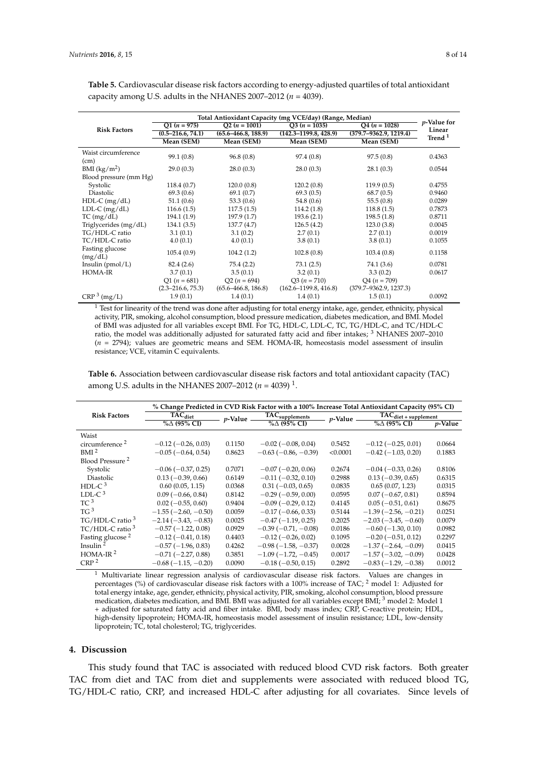**Table 5.** Cardiovascular disease risk factors according to energy-adjusted quartiles of total antioxidant capacity among U.S. adults in the NHANES 2007–2012 ($n$ = 4039).

| Risk Factors | Total Antioxidant Capacity (mg VCE/day) (Range, Median) | | | | $p$-Value for Linear Trend [1] |
|---|---|---|---|---|---|
| | Q1 ($n$ = 975) | Q2 ($n$ = 1001) | Q3 ($n$ = 1035) | Q4 ($n$ = 1028) | |
| | (0.5–216.6, 74.1) | (65.6–466.8, 188.9) | (142.3–1199.8, 428.9) | (379.7–9362.9, 1219.4) | |
| | Mean (SEM) | Mean (SEM) | Mean (SEM) | Mean (SEM) | |
| Waist circumference (cm) | 99.1 (0.8) | 96.8 (0.8) | 97.4 (0.8) | 97.5 (0.8) | 0.4363 |
| BMI (kg/m$^2$) | 29.0 (0.3) | 28.0 (0.3) | 28.0 (0.3) | 28.1 (0.3) | 0.0544 |
| Blood pressure (mm Hg) | | | | | |
| Systolic | 118.4 (0.7) | 120.0 (0.8) | 120.2 (0.8) | 119.9 (0.5) | 0.4755 |
| Diastolic | 69.3 (0.6) | 69.1 (0.7) | 69.3 (0.5) | 68.7 (0.5) | 0.9460 |
| HDL-C (mg/dL) | 51.1 (0.6) | 53.3 (0.6) | 54.8 (0.6) | 55.5 (0.8) | 0.0289 |
| LDL-C (mg/dL) | 116.6 (1.5) | 117.5 (1.5) | 114.2 (1.8) | 118.8 (1.5) | 0.7873 |
| TC (mg/dL) | 194.1 (1.9) | 197.9 (1.7) | 193.6 (2.1) | 198.5 (1.8) | 0.8711 |
| Triglycerides (mg/dL) | 134.1 (3.5) | 137.7 (4.7) | 126.5 (4.2) | 123.0 (3.8) | 0.0045 |
| TG/HDL-C ratio | 3.1 (0.1) | 3.1 (0.2) | 2.7 (0.1) | 2.7 (0.1) | 0.0019 |
| TC/HDL-C ratio | 4.0 (0.1) | 4.0 (0.1) | 3.8 (0.1) | 3.8 (0.1) | 0.1055 |
| Fasting glucose (mg/dL) | 105.4 (0.9) | 104.2 (1.2) | 102.8 (0.8) | 103.4 (0.8) | 0.1158 |
| Insulin (pmol/L) | 82.4 (2.6) | 75.4 (2.2) | 73.1 (2.5) | 74.1 (3.6) | 0.0781 |
| HOMA-IR | 3.7 (0.1) | 3.5 (0.1) | 3.2 (0.1) | 3.3 (0.2) | 0.0617 |
| | Q1 ($n$ = 681) | Q2 ($n$ = 694) | Q3 ($n$ = 710) | Q4 ($n$ = 709) | |
| | (2.3–216.6, 75.3) | (65.6–466.8, 186.8) | (162.6–1199.8, 416.8) | (379.7–9362.9, 1237.3) | |
| CRP [3] (mg/L) | 1.9 (0.1) | 1.4 (0.1) | 1.4 (0.1) | 1.5 (0.1) | 0.0092 |

[1] Test for linearity of the trend was done after adjusting for total energy intake, age, gender, ethnicity, physical activity, PIR, smoking, alcohol consumption, blood pressure medication, diabetes medication, and BMI. Model of BMI was adjusted for all variables except BMI. For TG, HDL-C, LDL-C, TC, TG/HDL-C, and TC/HDL-C ratio, the model was additionally adjusted for saturated fatty acid and fiber intakes; [3] NHANES 2007–2010 ($n$ = 2794); values are geometric means and SEM. HOMA-IR, homeostasis model assessment of insulin resistance; VCE, vitamin C equivalents.

**Table 6.** Association between cardiovascular disease risk factors and total antioxidant capacity (TAC) among U.S. adults in the NHANES 2007–2012 ($n$ = 4039) [1].

| Risk Factors | % Change Predicted in CVD Risk Factor with a 100% Increase Total Antioxidant Capacity (95% CI) | | | | | |
|---|---|---|---|---|---|---|
| | $TAC_{diet}$ | $p$-Value | $TAC_{supplements}$ | $p$-Value | $TAC_{diet + supplement}$ | |
| | %Δ (95% CI) | | %Δ (95% CI) | | %Δ (95% CI) | $p$-Value |
| Waist circumference [2] | −0.12 (−0.26, 0.03) | 0.1150 | −0.02 (−0.08, 0.04) | 0.5452 | −0.12 (−0.25, 0.01) | 0.0664 |
| BMI [2] | −0.05 (−0.64, 0.54) | 0.8623 | −0.63 (−0.86, −0.39) | <0.0001 | −0.42 (−1.03, 0.20) | 0.1883 |
| Blood Pressure [2] | | | | | | |
| Systolic | −0.06 (−0.37, 0.25) | 0.7071 | −0.07 (−0.20, 0.06) | 0.2674 | −0.04 (−0.33, 0.26) | 0.8106 |
| Diastolic | 0.13 (−0.39, 0.66) | 0.6149 | −0.11 (−0.32, 0.10) | 0.2988 | 0.13 (−0.39, 0.65) | 0.6315 |
| HDL-C [3] | 0.60 (0.05, 1.15) | 0.0368 | 0.31 (−0.03, 0.65) | 0.0835 | 0.65 (0.07, 1.23) | 0.0315 |
| LDL-C [3] | 0.09 (−0.66, 0.84) | 0.8142 | −0.29 (−0.59, 0.00) | 0.0595 | 0.07 (−0.67, 0.81) | 0.8594 |
| TC [3] | 0.02 (−0.55, 0.60) | 0.9404 | −0.09 (−0.29, 0.12) | 0.4145 | 0.05 (−0.51, 0.61) | 0.8675 |
| TG [3] | −1.55 (−2.60, −0.50) | 0.0059 | −0.17 (−0.66, 0.33) | 0.5144 | −1.39 (−2.56, −0.21) | 0.0251 |
| TG/HDL-C ratio [3] | −2.14 (−3.43, −0.83) | 0.0025 | −0.47 (−1.19, 0.25) | 0.2025 | −2.03 (−3.45, −0.60) | 0.0079 |
| TC/HDL-C ratio [3] | −0.57 (−1.22, 0.08) | 0.0929 | −0.39 (−0.71, −0.08) | 0.0186 | −0.60 (−1.30, 0.10) | 0.0982 |
| Fasting glucose [2] | −0.12 (−0.41, 0.18) | 0.4403 | −0.12 (−0.26, 0.02) | 0.1095 | −0.20 (−0.51, 0.12) | 0.2297 |
| Insulin [2] | −0.57 (−1.96, 0.83) | 0.4262 | −0.98 (−1.58, −0.37) | 0.0028 | −1.37 (−2.64, −0.09) | 0.0415 |
| HOMA-IR [2] | −0.71 (−2.27, 0.88) | 0.3851 | −1.09 (−1.72, −0.45) | 0.0017 | −1.57 (−3.02, −0.09) | 0.0428 |
| CRP [2] | −0.68 (−1.15, −0.20) | 0.0090 | −0.18 (−0.50, 0.15) | 0.2892 | −0.83 (−1.29, −0.38) | 0.0012 |

[1] Multivariate linear regression analysis of cardiovascular disease risk factors. Values are changes in percentages (%) of cardiovascular disease risk factors with a 100% increase of TAC; [2] model 1: Adjusted for total energy intake, age, gender, ethnicity, physical activity, PIR, smoking, alcohol consumption, blood pressure medication, diabetes medication, and BMI. BMI was adjusted for all variables except BMI; [3] model 2: Model 1 + adjusted for saturated fatty acid and fiber intake. BMI, body mass index; CRP, C-reactive protein; HDL, high-density lipoprotein; HOMA-IR, homeostasis model assessment of insulin resistance; LDL, low-density lipoprotein; TC, total cholesterol; TG, triglycerides.

## 4. Discussion

This study found that TAC is associated with reduced blood CVD risk factors. Both greater TAC from diet and TAC from diet and supplements were associated with reduced blood TG, TG/HDL-C ratio, CRP, and increased HDL-C after adjusting for all covariates. Since levels of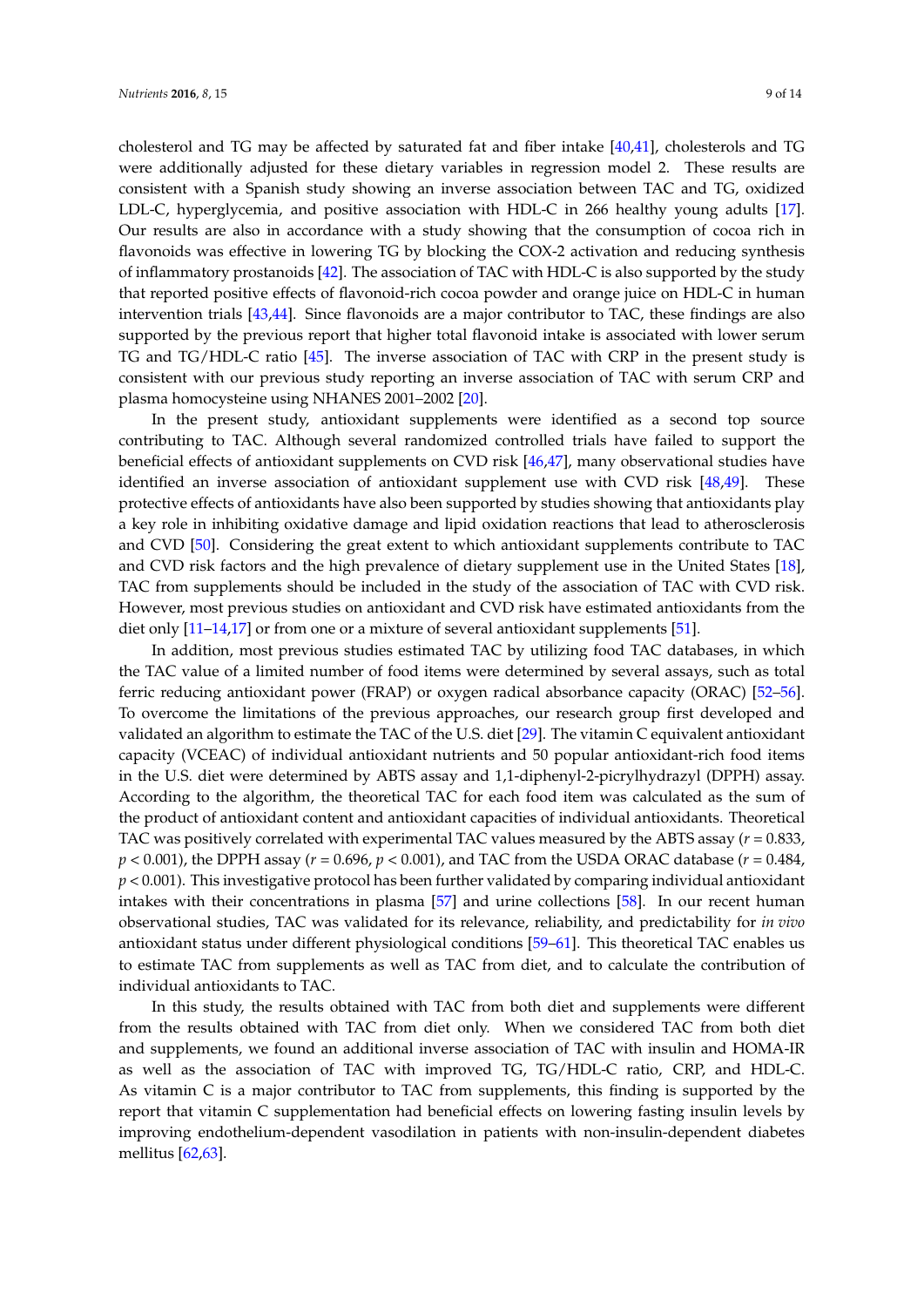cholesterol and TG may be affected by saturated fat and fiber intake [40,41], cholesterols and TG were additionally adjusted for these dietary variables in regression model 2. These results are consistent with a Spanish study showing an inverse association between TAC and TG, oxidized LDL-C, hyperglycemia, and positive association with HDL-C in 266 healthy young adults [17]. Our results are also in accordance with a study showing that the consumption of cocoa rich in flavonoids was effective in lowering TG by blocking the COX-2 activation and reducing synthesis of inflammatory prostanoids [42]. The association of TAC with HDL-C is also supported by the study that reported positive effects of flavonoid-rich cocoa powder and orange juice on HDL-C in human intervention trials [43,44]. Since flavonoids are a major contributor to TAC, these findings are also supported by the previous report that higher total flavonoid intake is associated with lower serum TG and TG/HDL-C ratio [45]. The inverse association of TAC with CRP in the present study is consistent with our previous study reporting an inverse association of TAC with serum CRP and plasma homocysteine using NHANES 2001–2002 [20].

In the present study, antioxidant supplements were identified as a second top source contributing to TAC. Although several randomized controlled trials have failed to support the beneficial effects of antioxidant supplements on CVD risk [46,47], many observational studies have identified an inverse association of antioxidant supplement use with CVD risk [48,49]. These protective effects of antioxidants have also been supported by studies showing that antioxidants play a key role in inhibiting oxidative damage and lipid oxidation reactions that lead to atherosclerosis and CVD [50]. Considering the great extent to which antioxidant supplements contribute to TAC and CVD risk factors and the high prevalence of dietary supplement use in the United States [18], TAC from supplements should be included in the study of the association of TAC with CVD risk. However, most previous studies on antioxidant and CVD risk have estimated antioxidants from the diet only [11–14,17] or from one or a mixture of several antioxidant supplements [51].

In addition, most previous studies estimated TAC by utilizing food TAC databases, in which the TAC value of a limited number of food items were determined by several assays, such as total ferric reducing antioxidant power (FRAP) or oxygen radical absorbance capacity (ORAC) [52–56]. To overcome the limitations of the previous approaches, our research group first developed and validated an algorithm to estimate the TAC of the U.S. diet [29]. The vitamin C equivalent antioxidant capacity (VCEAC) of individual antioxidant nutrients and 50 popular antioxidant-rich food items in the U.S. diet were determined by ABTS assay and 1,1-diphenyl-2-picrylhydrazyl (DPPH) assay. According to the algorithm, the theoretical TAC for each food item was calculated as the sum of the product of antioxidant content and antioxidant capacities of individual antioxidants. Theoretical TAC was positively correlated with experimental TAC values measured by the ABTS assay ($r = 0.833$, $p < 0.001$), the DPPH assay ($r = 0.696$, $p < 0.001$), and TAC from the USDA ORAC database ($r = 0.484$, $p < 0.001$). This investigative protocol has been further validated by comparing individual antioxidant intakes with their concentrations in plasma [57] and urine collections [58]. In our recent human observational studies, TAC was validated for its relevance, reliability, and predictability for *in vivo* antioxidant status under different physiological conditions [59–61]. This theoretical TAC enables us to estimate TAC from supplements as well as TAC from diet, and to calculate the contribution of individual antioxidants to TAC.

In this study, the results obtained with TAC from both diet and supplements were different from the results obtained with TAC from diet only. When we considered TAC from both diet and supplements, we found an additional inverse association of TAC with insulin and HOMA-IR as well as the association of TAC with improved TG, TG/HDL-C ratio, CRP, and HDL-C. As vitamin C is a major contributor to TAC from supplements, this finding is supported by the report that vitamin C supplementation had beneficial effects on lowering fasting insulin levels by improving endothelium-dependent vasodilation in patients with non-insulin-dependent diabetes mellitus [62,63].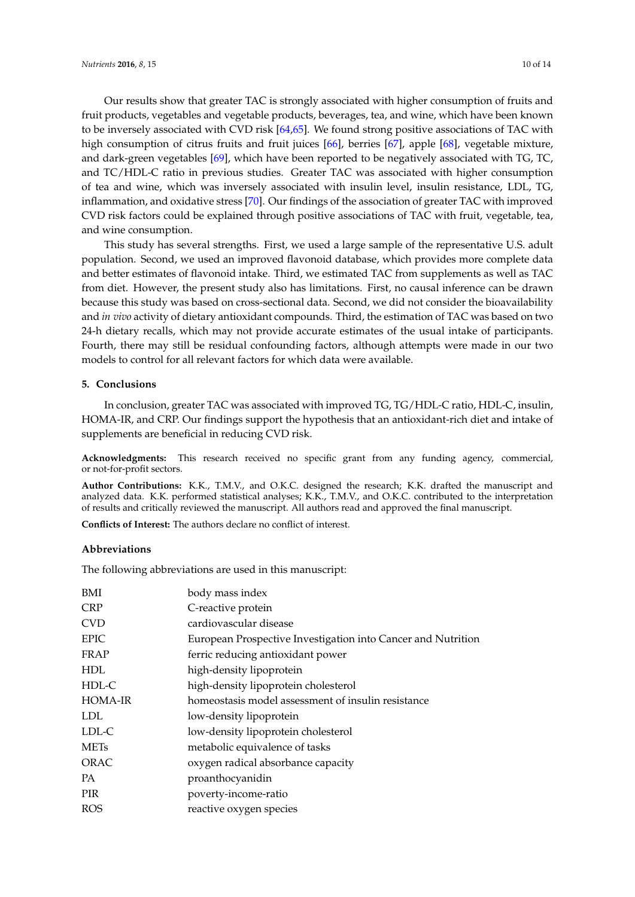Our results show that greater TAC is strongly associated with higher consumption of fruits and fruit products, vegetables and vegetable products, beverages, tea, and wine, which have been known to be inversely associated with CVD risk [64,65]. We found strong positive associations of TAC with high consumption of citrus fruits and fruit juices [66], berries [67], apple [68], vegetable mixture, and dark-green vegetables [69], which have been reported to be negatively associated with TG, TC, and TC/HDL-C ratio in previous studies. Greater TAC was associated with higher consumption of tea and wine, which was inversely associated with insulin level, insulin resistance, LDL, TG, inflammation, and oxidative stress [70]. Our findings of the association of greater TAC with improved CVD risk factors could be explained through positive associations of TAC with fruit, vegetable, tea, and wine consumption.

This study has several strengths. First, we used a large sample of the representative U.S. adult population. Second, we used an improved flavonoid database, which provides more complete data and better estimates of flavonoid intake. Third, we estimated TAC from supplements as well as TAC from diet. However, the present study also has limitations. First, no causal inference can be drawn because this study was based on cross-sectional data. Second, we did not consider the bioavailability and *in vivo* activity of dietary antioxidant compounds. Third, the estimation of TAC was based on two 24-h dietary recalls, which may not provide accurate estimates of the usual intake of participants. Fourth, there may still be residual confounding factors, although attempts were made in our two models to control for all relevant factors for which data were available.

## 5. Conclusions

In conclusion, greater TAC was associated with improved TG, TG/HDL-C ratio, HDL-C, insulin, HOMA-IR, and CRP. Our findings support the hypothesis that an antioxidant-rich diet and intake of supplements are beneficial in reducing CVD risk.

**Acknowledgments:** This research received no specific grant from any funding agency, commercial, or not-for-profit sectors.

**Author Contributions:** K.K., T.M.V., and O.K.C. designed the research; K.K. drafted the manuscript and analyzed data. K.K. performed statistical analyses; K.K., T.M.V., and O.K.C. contributed to the interpretation of results and critically reviewed the manuscript. All authors read and approved the final manuscript.

**Conflicts of Interest:** The authors declare no conflict of interest.

### Abbreviations

The following abbreviations are used in this manuscript:

| | |
|---|---|
| BMI | body mass index |
| CRP | C-reactive protein |
| CVD | cardiovascular disease |
| EPIC | European Prospective Investigation into Cancer and Nutrition |
| FRAP | ferric reducing antioxidant power |
| HDL | high-density lipoprotein |
| HDL-C | high-density lipoprotein cholesterol |
| HOMA-IR | homeostasis model assessment of insulin resistance |
| LDL | low-density lipoprotein |
| LDL-C | low-density lipoprotein cholesterol |
| METs | metabolic equivalence of tasks |
| ORAC | oxygen radical absorbance capacity |
| PA | proanthocyanidin |
| PIR | poverty-income-ratio |
| ROS | reactive oxygen species |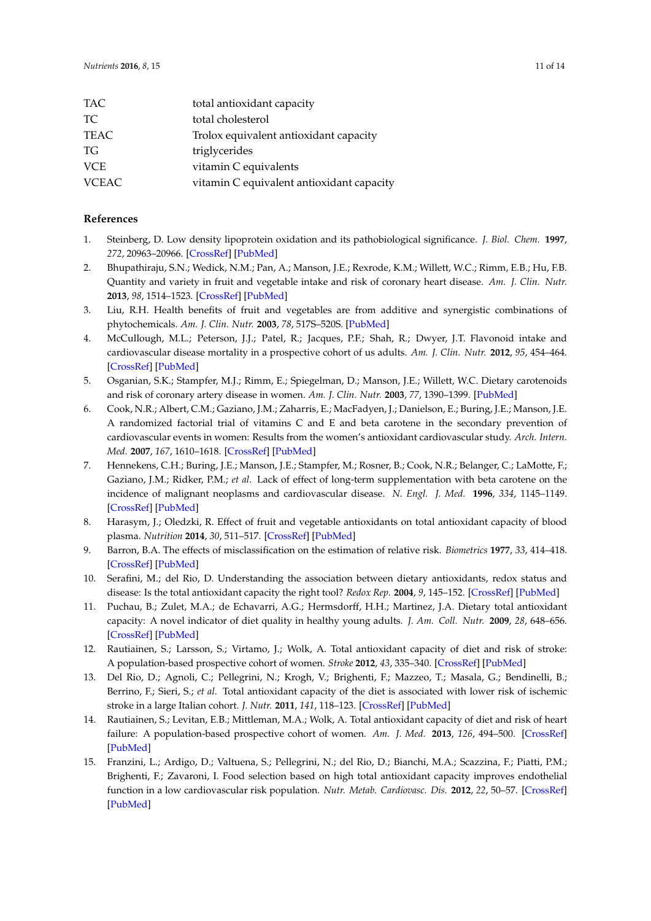| | |
|---|---|
| TAC | total antioxidant capacity |
| TC | total cholesterol |
| TEAC | Trolox equivalent antioxidant capacity |
| TG | triglycerides |
| VCE | vitamin C equivalents |
| VCEAC | vitamin C equivalent antioxidant capacity |

## References

1. Steinberg, D. Low density lipoprotein oxidation and its pathobiological significance. *J. Biol. Chem.* **1997**, *272*, 20963–20966. [CrossRef] [PubMed]
2. Bhupathiraju, S.N.; Wedick, N.M.; Pan, A.; Manson, J.E.; Rexrode, K.M.; Willett, W.C.; Rimm, E.B.; Hu, F.B. Quantity and variety in fruit and vegetable intake and risk of coronary heart disease. *Am. J. Clin. Nutr.* **2013**, *98*, 1514–1523. [CrossRef] [PubMed]
3. Liu, R.H. Health benefits of fruit and vegetables are from additive and synergistic combinations of phytochemicals. *Am. J. Clin. Nutr.* **2003**, *78*, 517S–520S. [PubMed]
4. McCullough, M.L.; Peterson, J.J.; Patel, R.; Jacques, P.F.; Shah, R.; Dwyer, J.T. Flavonoid intake and cardiovascular disease mortality in a prospective cohort of us adults. *Am. J. Clin. Nutr.* **2012**, *95*, 454–464. [CrossRef] [PubMed]
5. Osganian, S.K.; Stampfer, M.J.; Rimm, E.; Spiegelman, D.; Manson, J.E.; Willett, W.C. Dietary carotenoids and risk of coronary artery disease in women. *Am. J. Clin. Nutr.* **2003**, *77*, 1390–1399. [PubMed]
6. Cook, N.R.; Albert, C.M.; Gaziano, J.M.; Zaharris, E.; MacFadyen, J.; Danielson, E.; Buring, J.E.; Manson, J.E. A randomized factorial trial of vitamins C and E and beta carotene in the secondary prevention of cardiovascular events in women: Results from the women's antioxidant cardiovascular study. *Arch. Intern. Med.* **2007**, *167*, 1610–1618. [CrossRef] [PubMed]
7. Hennekens, C.H.; Buring, J.E.; Manson, J.E.; Stampfer, M.; Rosner, B.; Cook, N.R.; Belanger, C.; LaMotte, F.; Gaziano, J.M.; Ridker, P.M.; *et al*. Lack of effect of long-term supplementation with beta carotene on the incidence of malignant neoplasms and cardiovascular disease. *N. Engl. J. Med.* **1996**, *334*, 1145–1149. [CrossRef] [PubMed]
8. Harasym, J.; Oledzki, R. Effect of fruit and vegetable antioxidants on total antioxidant capacity of blood plasma. *Nutrition* **2014**, *30*, 511–517. [CrossRef] [PubMed]
9. Barron, B.A. The effects of misclassification on the estimation of relative risk. *Biometrics* **1977**, *33*, 414–418. [CrossRef] [PubMed]
10. Serafini, M.; del Rio, D. Understanding the association between dietary antioxidants, redox status and disease: Is the total antioxidant capacity the right tool? *Redox Rep.* **2004**, *9*, 145–152. [CrossRef] [PubMed]
11. Puchau, B.; Zulet, M.A.; de Echavarri, A.G.; Hermsdorff, H.H.; Martinez, J.A. Dietary total antioxidant capacity: A novel indicator of diet quality in healthy young adults. *J. Am. Coll. Nutr.* **2009**, *28*, 648–656. [CrossRef] [PubMed]
12. Rautiainen, S.; Larsson, S.; Virtamo, J.; Wolk, A. Total antioxidant capacity of diet and risk of stroke: A population-based prospective cohort of women. *Stroke* **2012**, *43*, 335–340. [CrossRef] [PubMed]
13. Del Rio, D.; Agnoli, C.; Pellegrini, N.; Krogh, V.; Brighenti, F.; Mazzeo, T.; Masala, G.; Bendinelli, B.; Berrino, F.; Sieri, S.; *et al*. Total antioxidant capacity of the diet is associated with lower risk of ischemic stroke in a large Italian cohort. *J. Nutr.* **2011**, *141*, 118–123. [CrossRef] [PubMed]
14. Rautiainen, S.; Levitan, E.B.; Mittleman, M.A.; Wolk, A. Total antioxidant capacity of diet and risk of heart failure: A population-based prospective cohort of women. *Am. J. Med.* **2013**, *126*, 494–500. [CrossRef] [PubMed]
15. Franzini, L.; Ardigo, D.; Valtuena, S.; Pellegrini, N.; del Rio, D.; Bianchi, M.A.; Scazzina, F.; Piatti, P.M.; Brighenti, F.; Zavaroni, I. Food selection based on high total antioxidant capacity improves endothelial function in a low cardiovascular risk population. *Nutr. Metab. Cardiovasc. Dis.* **2012**, *22*, 50–57. [CrossRef] [PubMed]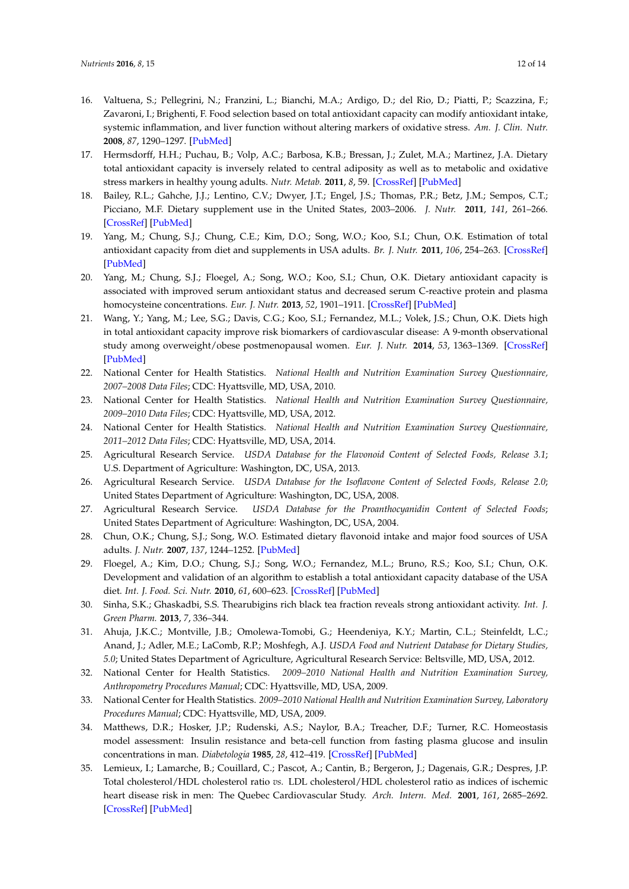16. Valtuena, S.; Pellegrini, N.; Franzini, L.; Bianchi, M.A.; Ardigo, D.; del Rio, D.; Piatti, P.; Scazzina, F.; Zavaroni, I.; Brighenti, F. Food selection based on total antioxidant capacity can modify antioxidant intake, systemic inflammation, and liver function without altering markers of oxidative stress. *Am. J. Clin. Nutr.* **2008**, *87*, 1290–1297. [PubMed]
17. Hermsdorff, H.H.; Puchau, B.; Volp, A.C.; Barbosa, K.B.; Bressan, J.; Zulet, M.A.; Martinez, J.A. Dietary total antioxidant capacity is inversely related to central adiposity as well as to metabolic and oxidative stress markers in healthy young adults. *Nutr. Metab.* **2011**, *8*, 59. [CrossRef] [PubMed]
18. Bailey, R.L.; Gahche, J.J.; Lentino, C.V.; Dwyer, J.T.; Engel, J.S.; Thomas, P.R.; Betz, J.M.; Sempos, C.T.; Picciano, M.F. Dietary supplement use in the United States, 2003–2006. *J. Nutr.* **2011**, *141*, 261–266. [CrossRef] [PubMed]
19. Yang, M.; Chung, S.J.; Chung, C.E.; Kim, D.O.; Song, W.O.; Koo, S.I.; Chun, O.K. Estimation of total antioxidant capacity from diet and supplements in USA adults. *Br. J. Nutr.* **2011**, *106*, 254–263. [CrossRef] [PubMed]
20. Yang, M.; Chung, S.J.; Floegel, A.; Song, W.O.; Koo, S.I.; Chun, O.K. Dietary antioxidant capacity is associated with improved serum antioxidant status and decreased serum C-reactive protein and plasma homocysteine concentrations. *Eur. J. Nutr.* **2013**, *52*, 1901–1911. [CrossRef] [PubMed]
21. Wang, Y.; Yang, M.; Lee, S.G.; Davis, C.G.; Koo, S.I.; Fernandez, M.L.; Volek, J.S.; Chun, O.K. Diets high in total antioxidant capacity improve risk biomarkers of cardiovascular disease: A 9-month observational study among overweight/obese postmenopausal women. *Eur. J. Nutr.* **2014**, *53*, 1363–1369. [CrossRef] [PubMed]
22. National Center for Health Statistics. *National Health and Nutrition Examination Survey Questionnaire, 2007–2008 Data Files*; CDC: Hyattsville, MD, USA, 2010.
23. National Center for Health Statistics. *National Health and Nutrition Examination Survey Questionnaire, 2009–2010 Data Files*; CDC: Hyattsville, MD, USA, 2012.
24. National Center for Health Statistics. *National Health and Nutrition Examination Survey Questionnaire, 2011–2012 Data Files*; CDC: Hyattsville, MD, USA, 2014.
25. Agricultural Research Service. *USDA Database for the Flavonoid Content of Selected Foods, Release 3.1*; U.S. Department of Agriculture: Washington, DC, USA, 2013.
26. Agricultural Research Service. *USDA Database for the Isoflavone Content of Selected Foods, Release 2.0*; United States Department of Agriculture: Washington, DC, USA, 2008.
27. Agricultural Research Service. *USDA Database for the Proanthocyanidin Content of Selected Foods*; United States Department of Agriculture: Washington, DC, USA, 2004.
28. Chun, O.K.; Chung, S.J.; Song, W.O. Estimated dietary flavonoid intake and major food sources of USA adults. *J. Nutr.* **2007**, *137*, 1244–1252. [PubMed]
29. Floegel, A.; Kim, D.O.; Chung, S.J.; Song, W.O.; Fernandez, M.L.; Bruno, R.S.; Koo, S.I.; Chun, O.K. Development and validation of an algorithm to establish a total antioxidant capacity database of the USA diet. *Int. J. Food. Sci. Nutr.* **2010**, *61*, 600–623. [CrossRef] [PubMed]
30. Sinha, S.K.; Ghaskadbi, S.S. Thearubigins rich black tea fraction reveals strong antioxidant activity. *Int. J. Green Pharm.* **2013**, *7*, 336–344.
31. Ahuja, J.K.C.; Montville, J.B.; Omolewa-Tomobi, G.; Heendeniya, K.Y.; Martin, C.L.; Steinfeldt, L.C.; Anand, J.; Adler, M.E.; LaComb, R.P.; Moshfegh, A.J. *USDA Food and Nutrient Database for Dietary Studies, 5.0*; United States Department of Agriculture, Agricultural Research Service: Beltsville, MD, USA, 2012.
32. National Center for Health Statistics. *2009–2010 National Health and Nutrition Examination Survey, Anthropometry Procedures Manual*; CDC: Hyattsville, MD, USA, 2009.
33. National Center for Health Statistics. *2009–2010 National Health and Nutrition Examination Survey, Laboratory Procedures Manual*; CDC: Hyattsville, MD, USA, 2009.
34. Matthews, D.R.; Hosker, J.P.; Rudenski, A.S.; Naylor, B.A.; Treacher, D.F.; Turner, R.C. Homeostasis model assessment: Insulin resistance and beta-cell function from fasting plasma glucose and insulin concentrations in man. *Diabetologia* **1985**, *28*, 412–419. [CrossRef] [PubMed]
35. Lemieux, I.; Lamarche, B.; Couillard, C.; Pascot, A.; Cantin, B.; Bergeron, J.; Dagenais, G.R.; Despres, J.P. Total cholesterol/HDL cholesterol ratio *vs.* LDL cholesterol/HDL cholesterol ratio as indices of ischemic heart disease risk in men: The Quebec Cardiovascular Study. *Arch. Intern. Med.* **2001**, *161*, 2685–2692. [CrossRef] [PubMed]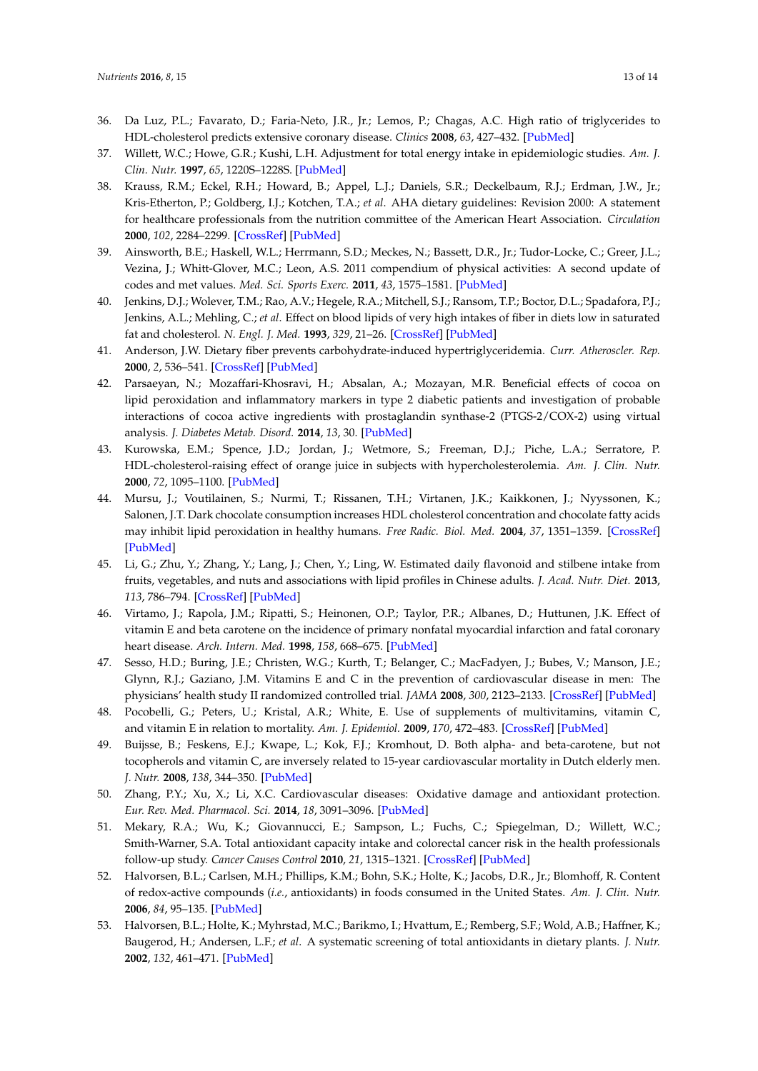36. Da Luz, P.L.; Favarato, D.; Faria-Neto, J.R., Jr.; Lemos, P.; Chagas, A.C. High ratio of triglycerides to HDL-cholesterol predicts extensive coronary disease. *Clinics* **2008**, *63*, 427–432. [PubMed]
37. Willett, W.C.; Howe, G.R.; Kushi, L.H. Adjustment for total energy intake in epidemiologic studies. *Am. J. Clin. Nutr.* **1997**, *65*, 1220S–1228S. [PubMed]
38. Krauss, R.M.; Eckel, R.H.; Howard, B.; Appel, L.J.; Daniels, S.R.; Deckelbaum, R.J.; Erdman, J.W., Jr.; Kris-Etherton, P.; Goldberg, I.J.; Kotchen, T.A.; *et al.* AHA dietary guidelines: Revision 2000: A statement for healthcare professionals from the nutrition committee of the American Heart Association. *Circulation* **2000**, *102*, 2284–2299. [CrossRef] [PubMed]
39. Ainsworth, B.E.; Haskell, W.L.; Herrmann, S.D.; Meckes, N.; Bassett, D.R., Jr.; Tudor-Locke, C.; Greer, J.L.; Vezina, J.; Whitt-Glover, M.C.; Leon, A.S. 2011 compendium of physical activities: A second update of codes and met values. *Med. Sci. Sports Exerc.* **2011**, *43*, 1575–1581. [PubMed]
40. Jenkins, D.J.; Wolever, T.M.; Rao, A.V.; Hegele, R.A.; Mitchell, S.J.; Ransom, T.P.; Boctor, D.L.; Spadafora, P.J.; Jenkins, A.L.; Mehling, C.; *et al.* Effect on blood lipids of very high intakes of fiber in diets low in saturated fat and cholesterol. *N. Engl. J. Med.* **1993**, *329*, 21–26. [CrossRef] [PubMed]
41. Anderson, J.W. Dietary fiber prevents carbohydrate-induced hypertriglyceridemia. *Curr. Atheroscler. Rep.* **2000**, *2*, 536–541. [CrossRef] [PubMed]
42. Parsaeyan, N.; Mozaffari-Khosravi, H.; Absalan, A.; Mozayan, M.R. Beneficial effects of cocoa on lipid peroxidation and inflammatory markers in type 2 diabetic patients and investigation of probable interactions of cocoa active ingredients with prostaglandin synthase-2 (PTGS-2/COX-2) using virtual analysis. *J. Diabetes Metab. Disord.* **2014**, *13*, 30. [PubMed]
43. Kurowska, E.M.; Spence, J.D.; Jordan, J.; Wetmore, S.; Freeman, D.J.; Piche, L.A.; Serratore, P. HDL-cholesterol-raising effect of orange juice in subjects with hypercholesterolemia. *Am. J. Clin. Nutr.* **2000**, *72*, 1095–1100. [PubMed]
44. Mursu, J.; Voutilainen, S.; Nurmi, T.; Rissanen, T.H.; Virtanen, J.K.; Kaikkonen, J.; Nyyssonen, K.; Salonen, J.T. Dark chocolate consumption increases HDL cholesterol concentration and chocolate fatty acids may inhibit lipid peroxidation in healthy humans. *Free Radic. Biol. Med.* **2004**, *37*, 1351–1359. [CrossRef] [PubMed]
45. Li, G.; Zhu, Y.; Zhang, Y.; Lang, J.; Chen, Y.; Ling, W. Estimated daily flavonoid and stilbene intake from fruits, vegetables, and nuts and associations with lipid profiles in Chinese adults. *J. Acad. Nutr. Diet.* **2013**, *113*, 786–794. [CrossRef] [PubMed]
46. Virtamo, J.; Rapola, J.M.; Ripatti, S.; Heinonen, O.P.; Taylor, P.R.; Albanes, D.; Huttunen, J.K. Effect of vitamin E and beta carotene on the incidence of primary nonfatal myocardial infarction and fatal coronary heart disease. *Arch. Intern. Med.* **1998**, *158*, 668–675. [PubMed]
47. Sesso, H.D.; Buring, J.E.; Christen, W.G.; Kurth, T.; Belanger, C.; MacFadyen, J.; Bubes, V.; Manson, J.E.; Glynn, R.J.; Gaziano, J.M. Vitamins E and C in the prevention of cardiovascular disease in men: The physicians' health study II randomized controlled trial. *JAMA* **2008**, *300*, 2123–2133. [CrossRef] [PubMed]
48. Pocobelli, G.; Peters, U.; Kristal, A.R.; White, E. Use of supplements of multivitamins, vitamin C, and vitamin E in relation to mortality. *Am. J. Epidemiol.* **2009**, *170*, 472–483. [CrossRef] [PubMed]
49. Buijsse, B.; Feskens, E.J.; Kwape, L.; Kok, F.J.; Kromhout, D. Both alpha- and beta-carotene, but not tocopherols and vitamin C, are inversely related to 15-year cardiovascular mortality in Dutch elderly men. *J. Nutr.* **2008**, *138*, 344–350. [PubMed]
50. Zhang, P.Y.; Xu, X.; Li, X.C. Cardiovascular diseases: Oxidative damage and antioxidant protection. *Eur. Rev. Med. Pharmacol. Sci.* **2014**, *18*, 3091–3096. [PubMed]
51. Mekary, R.A.; Wu, K.; Giovannucci, E.; Sampson, L.; Fuchs, C.; Spiegelman, D.; Willett, W.C.; Smith-Warner, S.A. Total antioxidant capacity intake and colorectal cancer risk in the health professionals follow-up study. *Cancer Causes Control* **2010**, *21*, 1315–1321. [CrossRef] [PubMed]
52. Halvorsen, B.L.; Carlsen, M.H.; Phillips, K.M.; Bohn, S.K.; Holte, K.; Jacobs, D.R., Jr.; Blomhoff, R. Content of redox-active compounds (*i.e.*, antioxidants) in foods consumed in the United States. *Am. J. Clin. Nutr.* **2006**, *84*, 95–135. [PubMed]
53. Halvorsen, B.L.; Holte, K.; Myhrstad, M.C.; Barikmo, I.; Hvattum, E.; Remberg, S.F.; Wold, A.B.; Haffner, K.; Baugerod, H.; Andersen, L.F.; *et al.* A systematic screening of total antioxidants in dietary plants. *J. Nutr.* **2002**, *132*, 461–471. [PubMed]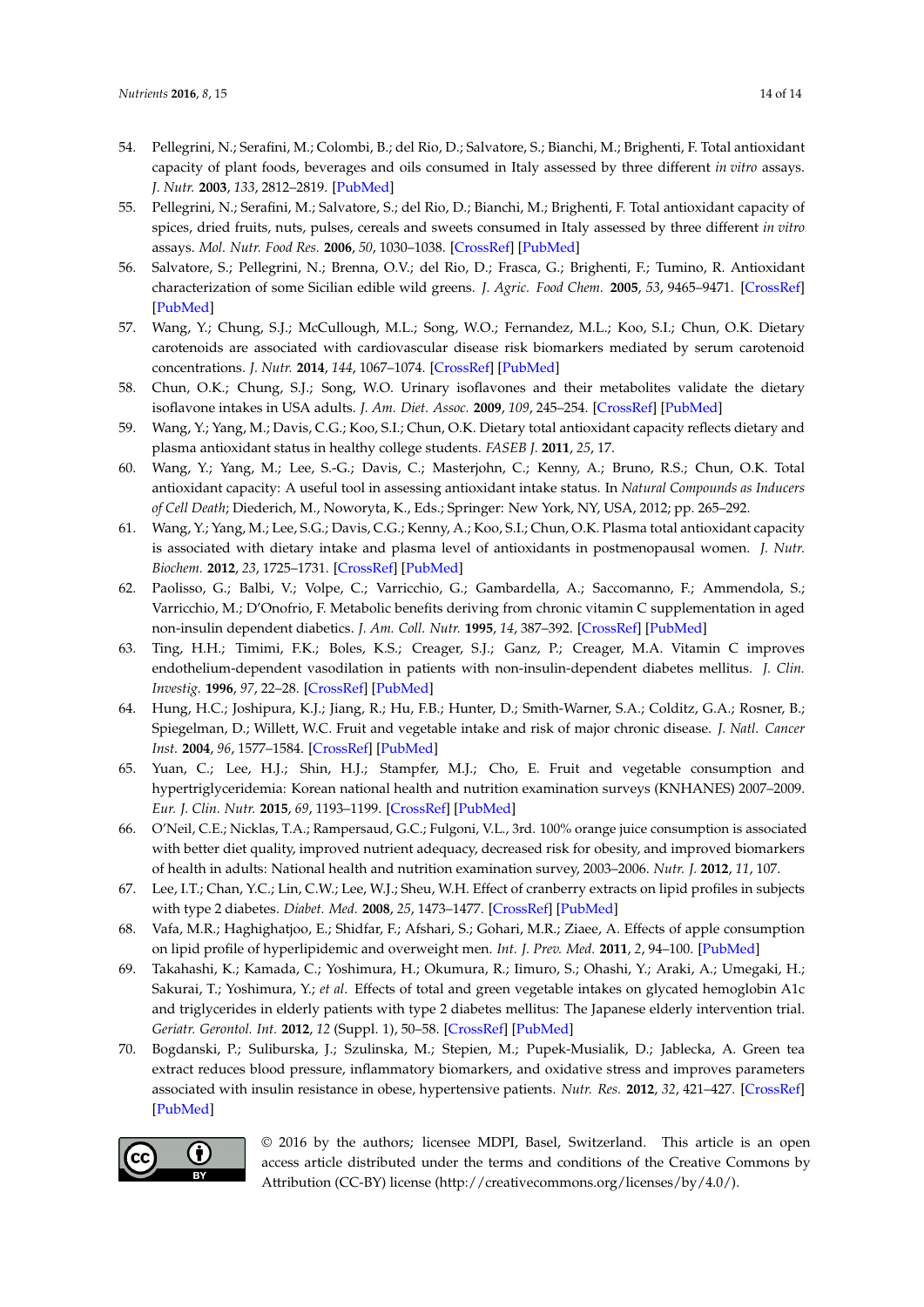54. Pellegrini, N.; Serafini, M.; Colombi, B.; del Rio, D.; Salvatore, S.; Bianchi, M.; Brighenti, F. Total antioxidant capacity of plant foods, beverages and oils consumed in Italy assessed by three different *in vitro* assays. *J. Nutr.* **2003**, *133*, 2812–2819. [PubMed]
55. Pellegrini, N.; Serafini, M.; Salvatore, S.; del Rio, D.; Bianchi, M.; Brighenti, F. Total antioxidant capacity of spices, dried fruits, nuts, pulses, cereals and sweets consumed in Italy assessed by three different *in vitro* assays. *Mol. Nutr. Food Res.* **2006**, *50*, 1030–1038. [CrossRef] [PubMed]
56. Salvatore, S.; Pellegrini, N.; Brenna, O.V.; del Rio, D.; Frasca, G.; Brighenti, F.; Tumino, R. Antioxidant characterization of some Sicilian edible wild greens. *J. Agric. Food Chem.* **2005**, *53*, 9465–9471. [CrossRef] [PubMed]
57. Wang, Y.; Chung, S.J.; McCullough, M.L.; Song, W.O.; Fernandez, M.L.; Koo, S.I.; Chun, O.K. Dietary carotenoids are associated with cardiovascular disease risk biomarkers mediated by serum carotenoid concentrations. *J. Nutr.* **2014**, *144*, 1067–1074. [CrossRef] [PubMed]
58. Chun, O.K.; Chung, S.J.; Song, W.O. Urinary isoflavones and their metabolites validate the dietary isoflavone intakes in USA adults. *J. Am. Diet. Assoc.* **2009**, *109*, 245–254. [CrossRef] [PubMed]
59. Wang, Y.; Yang, M.; Davis, C.G.; Koo, S.I.; Chun, O.K. Dietary total antioxidant capacity reflects dietary and plasma antioxidant status in healthy college students. *FASEB J.* **2011**, *25*, 17.
60. Wang, Y.; Yang, M.; Lee, S.-G.; Davis, C.; Masterjohn, C.; Kenny, A.; Bruno, R.S.; Chun, O.K. Total antioxidant capacity: A useful tool in assessing antioxidant intake status. In *Natural Compounds as Inducers of Cell Death*; Diederich, M., Noworyta, K., Eds.; Springer: New York, NY, USA, 2012; pp. 265–292.
61. Wang, Y.; Yang, M.; Lee, S.G.; Davis, C.G.; Kenny, A.; Koo, S.I.; Chun, O.K. Plasma total antioxidant capacity is associated with dietary intake and plasma level of antioxidants in postmenopausal women. *J. Nutr. Biochem.* **2012**, *23*, 1725–1731. [CrossRef] [PubMed]
62. Paolisso, G.; Balbi, V.; Volpe, C.; Varricchio, G.; Gambardella, A.; Saccomanno, F.; Ammendola, S.; Varricchio, M.; D'Onofrio, F. Metabolic benefits deriving from chronic vitamin C supplementation in aged non-insulin dependent diabetics. *J. Am. Coll. Nutr.* **1995**, *14*, 387–392. [CrossRef] [PubMed]
63. Ting, H.H.; Timimi, F.K.; Boles, K.S.; Creager, S.J.; Ganz, P.; Creager, M.A. Vitamin C improves endothelium-dependent vasodilation in patients with non-insulin-dependent diabetes mellitus. *J. Clin. Investig.* **1996**, *97*, 22–28. [CrossRef] [PubMed]
64. Hung, H.C.; Joshipura, K.J.; Jiang, R.; Hu, F.B.; Hunter, D.; Smith-Warner, S.A.; Colditz, G.A.; Rosner, B.; Spiegelman, D.; Willett, W.C. Fruit and vegetable intake and risk of major chronic disease. *J. Natl. Cancer Inst.* **2004**, *96*, 1577–1584. [CrossRef] [PubMed]
65. Yuan, C.; Lee, H.J.; Shin, H.J.; Stampfer, M.J.; Cho, E. Fruit and vegetable consumption and hypertriglyceridemia: Korean national health and nutrition examination surveys (KNHANES) 2007–2009. *Eur. J. Clin. Nutr.* **2015**, *69*, 1193–1199. [CrossRef] [PubMed]
66. O'Neil, C.E.; Nicklas, T.A.; Rampersaud, G.C.; Fulgoni, V.L., 3rd. 100% orange juice consumption is associated with better diet quality, improved nutrient adequacy, decreased risk for obesity, and improved biomarkers of health in adults: National health and nutrition examination survey, 2003–2006. *Nutr. J.* **2012**, *11*, 107.
67. Lee, I.T.; Chan, Y.C.; Lin, C.W.; Lee, W.J.; Sheu, W.H. Effect of cranberry extracts on lipid profiles in subjects with type 2 diabetes. *Diabet. Med.* **2008**, *25*, 1473–1477. [CrossRef] [PubMed]
68. Vafa, M.R.; Haghighatjoo, E.; Shidfar, F.; Afshari, S.; Gohari, M.R.; Ziaee, A. Effects of apple consumption on lipid profile of hyperlipidemic and overweight men. *Int. J. Prev. Med.* **2011**, *2*, 94–100. [PubMed]
69. Takahashi, K.; Kamada, C.; Yoshimura, H.; Okumura, R.; Iimuro, S.; Ohashi, Y.; Araki, A.; Umegaki, H.; Sakurai, T.; Yoshimura, Y.; *et al.* Effects of total and green vegetable intakes on glycated hemoglobin A1c and triglycerides in elderly patients with type 2 diabetes mellitus: The Japanese elderly intervention trial. *Geriatr. Gerontol. Int.* **2012**, *12* (Suppl. 1), 50–58. [CrossRef] [PubMed]
70. Bogdanski, P.; Suliburska, J.; Szulinska, M.; Stepien, M.; Pupek-Musialik, D.; Jablecka, A. Green tea extract reduces blood pressure, inflammatory biomarkers, and oxidative stress and improves parameters associated with insulin resistance in obese, hypertensive patients. *Nutr. Res.* **2012**, *32*, 421–427. [CrossRef] [PubMed]

© 2016 by the authors; licensee MDPI, Basel, Switzerland. This article is an open access article distributed under the terms and conditions of the Creative Commons by Attribution (CC-BY) license (http://creativecommons.org/licenses/by/4.0/).